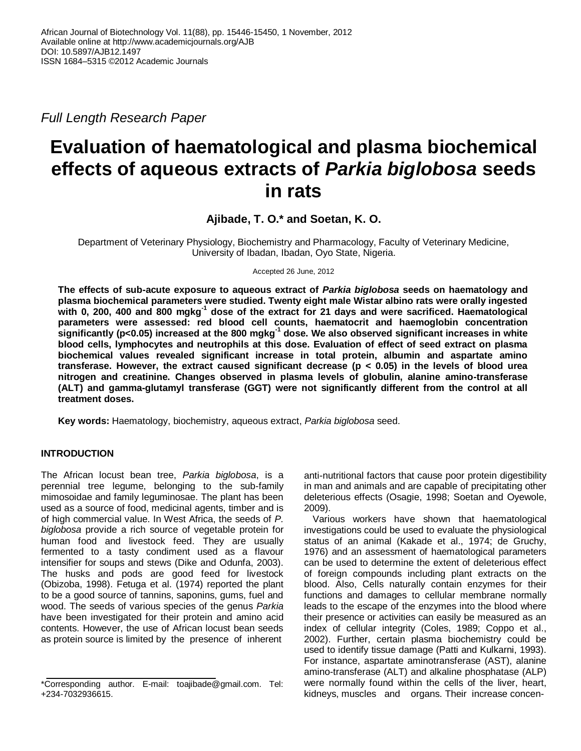Full Length Research Paper

# Evaluation of haematological and plasma biochemical effects of aqueous extracts of *Parkia biglobosa* seeds in rats

**Ajibade, T. O.* and Soetan, K. O.**

Department of Veterinary Physiology, Biochemistry and Pharmacology, Faculty of Veterinary Medicine, University of Ibadan, Ibadan, Oyo State, Nigeria.

Accepted 26 June, 2012

**The effects of sub-acute exposure to aqueous extract of *Parkia biglobosa* seeds on haematology and plasma biochemical parameters were studied. Twenty eight male Wistar albino rats were orally ingested with 0, 200, 400 and 800 mgkg$^{-1}$ dose of the extract for 21 days and were sacrificed. Haematological parameters were assessed: red blood cell counts, haematocrit and haemoglobin concentration significantly ($p<0.05$) increased at the 800 mgkg$^{-1}$ dose. We also observed significant increases in white blood cells, lymphocytes and neutrophils at this dose. Evaluation of effect of seed extract on plasma biochemical values revealed significant increase in total protein, albumin and aspartate amino transferase. However, the extract caused significant decrease ($p < 0.05$) in the levels of blood urea nitrogen and creatinine. Changes observed in plasma levels of globulin, alanine amino-transferase (ALT) and gamma-glutamyl transferase (GGT) were not significantly different from the control at all treatment doses.**

**Key words:** Haematology, biochemistry, aqueous extract, *Parkia biglobosa* seed.

## INTRODUCTION

The African locust bean tree, *Parkia biglobosa*, is a perennial tree legume, belonging to the sub-family mimosoidae and family leguminosae. The plant has been used as a source of food, medicinal agents, timber and is of high commercial value. In West Africa, the seeds of *P. biglobosa* provide a rich source of vegetable protein for human food and livestock feed. They are usually fermented to a tasty condiment used as a flavour intensifier for soups and stews (Dike and Odunfa, 2003). The husks and pods are good feed for livestock (Obizoba, 1998). Fetuga et al. (1974) reported the plant to be a good source of tannins, saponins, gums, fuel and wood. The seeds of various species of the genus *Parkia* have been investigated for their protein and amino acid contents. However, the use of African locust bean seeds as protein source is limited by the presence of inherent anti-nutritional factors that cause poor protein digestibility in man and animals and are capable of precipitating other deleterious effects (Osagie, 1998; Soetan and Oyewole, 2009).

Various workers have shown that haematological investigations could be used to evaluate the physiological status of an animal (Kakade et al., 1974; de Gruchy, 1976) and an assessment of haematological parameters can be used to determine the extent of deleterious effect of foreign compounds including plant extracts on the blood. Also, Cells naturally contain enzymes for their functions and damages to cellular membrane normally leads to the escape of the enzymes into the blood where their presence or activities can easily be measured as an index of cellular integrity (Coles, 1989; Coppo et al., 2002). Further, certain plasma biochemistry could be used to identify tissue damage (Patti and Kulkarni, 1993). For instance, aspartate aminotransferase (AST), alanine amino-transferase (ALT) and alkaline phosphatase (ALP) were normally found within the cells of the liver, heart, kidneys, muscles and organs. Their increase concen-

*Corresponding author. E-mail: toajibade@gmail.com. Tel: +234-7032936615.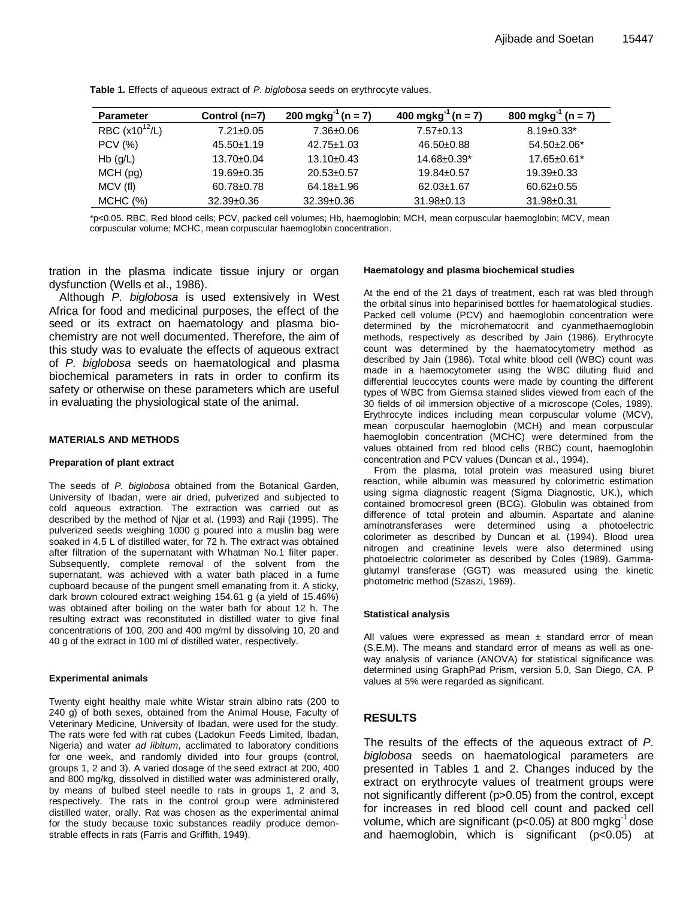**Table 1.** Effects of aqueous extract of *P. biglobosa* seeds on erythrocyte values.

| Parameter | Control (n=7) | 200 $mgkg^{-1}$ (n = 7) | 400 $mgkg^{-1}$ (n = 7) | 800 $mgkg^{-1}$ (n = 7) |
|---|---|---|---|---|
| RBC ($x10^{12}$/L) | 7.21±0.05 | 7.36±0.06 | 7.57±0.13 | 8.19±0.33* |
| PCV (%) | 45.50±1.19 | 42.75±1.03 | 46.50±0.88 | 54.50±2.06* |
| Hb (g/L) | 13.70±0.04 | 13.10±0.43 | 14.68±0.39* | 17.65±0.61* |
| MCH (pg) | 19.69±0.35 | 20.53±0.57 | 19.84±0.57 | 19.39±0.33 |
| MCV (fl) | 60.78±0.78 | 64.18±1.96 | 62.03±1.67 | 60.62±0.55 |
| MCHC (%) | 32.39±0.36 | 32.39±0.36 | 31.98±0.13 | 31.98±0.31 |

*p<0.05. RBC, Red blood cells; PCV, packed cell volumes; Hb, haemoglobin; MCH, mean corpuscular haemoglobin; MCV, mean corpuscular volume; MCHC, mean corpuscular haemoglobin concentration.

tration in the plasma indicate tissue injury or organ dysfunction (Wells et al., 1986).

Although *P. biglobosa* is used extensively in West Africa for food and medicinal purposes, the effect of the seed or its extract on haematology and plasma biochemistry are not well documented. Therefore, the aim of this study was to evaluate the effects of aqueous extract of *P. biglobosa* seeds on haematological and plasma biochemical parameters in rats in order to confirm its safety or otherwise on these parameters which are useful in evaluating the physiological state of the animal.

## MATERIALS AND METHODS

### Preparation of plant extract

The seeds of *P. biglobosa* obtained from the Botanical Garden, University of Ibadan, were air dried, pulverized and subjected to cold aqueous extraction. The extraction was carried out as described by the method of Njar et al. (1993) and Raji (1995). The pulverized seeds weighing 1000 g poured into a muslin bag were soaked in 4.5 L of distilled water, for 72 h. The extract was obtained after filtration of the supernatant with Whatman No.1 filter paper. Subsequently, complete removal of the solvent from the supernatant, was achieved with a water bath placed in a fume cupboard because of the pungent smell emanating from it. A sticky, dark brown coloured extract weighing 154.61 g (a yield of 15.46%) was obtained after boiling on the water bath for about 12 h. The resulting extract was reconstituted in distilled water to give final concentrations of 100, 200 and 400 mg/ml by dissolving 10, 20 and 40 g of the extract in 100 ml of distilled water, respectively.

### Experimental animals

Twenty eight healthy male white Wistar strain albino rats (200 to 240 g) of both sexes, obtained from the Animal House, Faculty of Veterinary Medicine, University of Ibadan, were used for the study. The rats were fed with rat cubes (Ladokun Feeds Limited, Ibadan, Nigeria) and water *ad libitum*, acclimated to laboratory conditions for one week, and randomly divided into four groups (control, groups 1, 2 and 3). A varied dosage of the seed extract at 200, 400 and 800 mg/kg, dissolved in distilled water was administered orally, by means of bulbed steel needle to rats in groups 1, 2 and 3, respectively. The rats in the control group were administered distilled water, orally. Rat was chosen as the experimental animal for the study because toxic substances readily produce demonstrable effects in rats (Farris and Griffith, 1949).

### Haematology and plasma biochemical studies

At the end of the 21 days of treatment, each rat was bled through the orbital sinus into heparinised bottles for haematological studies. Packed cell volume (PCV) and haemoglobin concentration were determined by the microhematocrit and cyanmethaemoglobin methods, respectively as described by Jain (1986). Erythrocyte count was determined by the haematocytometry method as described by Jain (1986). Total white blood cell (WBC) count was made in a haemocytometer using the WBC diluting fluid and differential leucocytes counts were made by counting the different types of WBC from Giemsa stained slides viewed from each of the 30 fields of oil immersion objective of a microscope (Coles, 1989). Erythrocyte indices including mean corpuscular volume (MCV), mean corpuscular haemoglobin (MCH) and mean corpuscular haemoglobin concentration (MCHC) were determined from the values obtained from red blood cells (RBC) count, haemoglobin concentration and PCV values (Duncan et al., 1994).

From the plasma, total protein was measured using biuret reaction, while albumin was measured by colorimetric estimation using sigma diagnostic reagent (Sigma Diagnostic, UK.), which contained bromocresol green (BCG). Globulin was obtained from difference of total protein and albumin. Aspartate and alanine aminotransferases were determined using a photoelectric colorimeter as described by Duncan et al. (1994). Blood urea nitrogen and creatinine levels were also determined using photoelectric colorimeter as described by Coles (1989). Gamma-glutamyl transferase (GGT) was measured using the kinetic photometric method (Szaszi, 1969).

### Statistical analysis

All values were expressed as mean ± standard error of mean (S.E.M). The means and standard error of means as well as one-way analysis of variance (ANOVA) for statistical significance was determined using GraphPad Prism, version 5.0, San Diego, CA. P values at 5% were regarded as significant.

## RESULTS

The results of the effects of the aqueous extract of *P. biglobosa* seeds on haematological parameters are presented in Tables 1 and 2. Changes induced by the extract on erythrocyte values of treatment groups were not significantly different ($p>0.05$) from the control, except for increases in red blood cell count and packed cell volume, which are significant ($p<0.05$) at 800 $mgkg^{-1}$ dose and haemoglobin, which is significant ($p<0.05$) at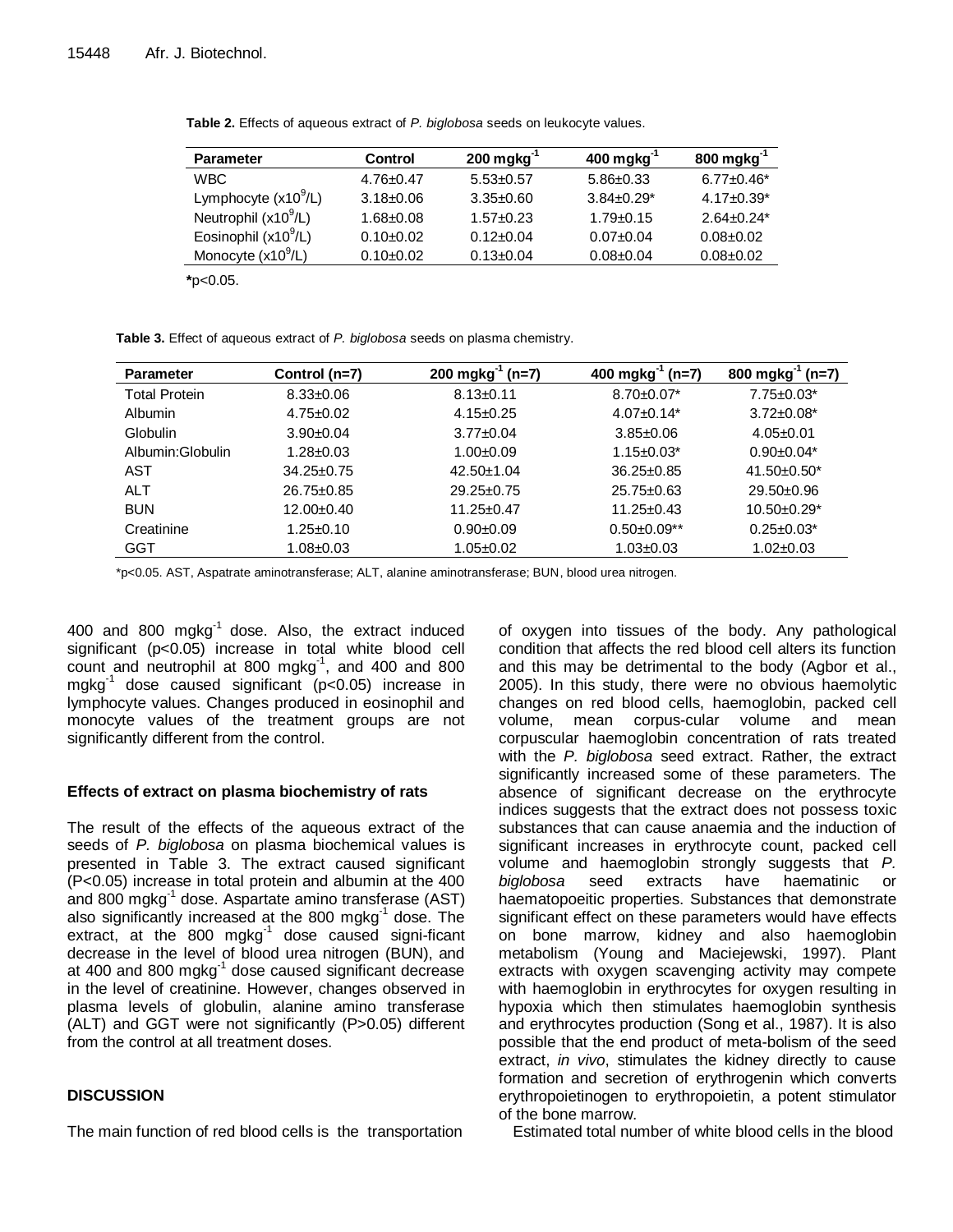**Table 2.** Effects of aqueous extract of *P. biglobosa* seeds on leukocyte values.

| Parameter | Control | 200 $mgkg^{-1}$ | 400 $mgkg^{-1}$ | 800 $mgkg^{-1}$ |
|---|---|---|---|---|
| WBC | 4.76±0.47 | 5.53±0.57 | 5.86±0.33 | 6.77±0.46* |
| Lymphocyte ($x10^9$/L) | 3.18±0.06 | 3.35±0.60 | 3.84±0.29* | 4.17±0.39* |
| Neutrophil ($x10^9$/L) | 1.68±0.08 | 1.57±0.23 | 1.79±0.15 | 2.64±0.24* |
| Eosinophil ($x10^9$/L) | 0.10±0.02 | 0.12±0.04 | 0.07±0.04 | 0.08±0.02 |
| Monocyte ($x10^9$/L) | 0.10±0.02 | 0.13±0.04 | 0.08±0.04 | 0.08±0.02 |

**\***$p<0.05$.

**Table 3.** Effect of aqueous extract of *P. biglobosa* seeds on plasma chemistry.

| Parameter | Control (n=7) | 200 $mgkg^{-1}$ (n=7) | 400 $mgkg^{-1}$ (n=7) | 800 $mgkg^{-1}$ (n=7) |
|---|---|---|---|---|
| Total Protein | 8.33±0.06 | 8.13±0.11 | 8.70±0.07* | 7.75±0.03* |
| Albumin | 4.75±0.02 | 4.15±0.25 | 4.07±0.14* | 3.72±0.08* |
| Globulin | 3.90±0.04 | 3.77±0.04 | 3.85±0.06 | 4.05±0.01 |
| Albumin:Globulin | 1.28±0.03 | 1.00±0.09 | 1.15±0.03* | 0.90±0.04* |
| AST | 34.25±0.75 | 42.50±1.04 | 36.25±0.85 | 41.50±0.50* |
| ALT | 26.75±0.85 | 29.25±0.75 | 25.75±0.63 | 29.50±0.96 |
| BUN | 12.00±0.40 | 11.25±0.47 | 11.25±0.43 | 10.50±0.29* |
| Creatinine | 1.25±0.10 | 0.90±0.09 | 0.50±0.09** | 0.25±0.03* |
| GGT | 1.08±0.03 | 1.05±0.02 | 1.03±0.03 | 1.02±0.03 |

*$p<0.05$. AST, Aspatrate aminotransferase; ALT, alanine aminotransferase; BUN, blood urea nitrogen.

400 and 800 $mgkg^{-1}$ dose. Also, the extract induced significant ($p<0.05$) increase in total white blood cell count and neutrophil at 800 $mgkg^{-1}$, and 400 and 800 $mgkg^{-1}$ dose caused significant ($p<0.05$) increase in lymphocyte values. Changes produced in eosinophil and monocyte values of the treatment groups are not significantly different from the control.

### Effects of extract on plasma biochemistry of rats

The result of the effects of the aqueous extract of the seeds of *P. biglobosa* on plasma biochemical values is presented in Table 3. The extract caused significant ($P<0.05$) increase in total protein and albumin at the 400 and 800 $mgkg^{-1}$ dose. Aspartate amino transferase (AST) also significantly increased at the 800 $mgkg^{-1}$ dose. The extract, at the 800 $mgkg^{-1}$ dose caused signi-ficant decrease in the level of blood urea nitrogen (BUN), and at 400 and 800 $mgkg^{-1}$ dose caused significant decrease in the level of creatinine. However, changes observed in plasma levels of globulin, alanine amino transferase (ALT) and GGT were not significantly ($P>0.05$) different from the control at all treatment doses.

## DISCUSSION

The main function of red blood cells is the transportation of oxygen into tissues of the body. Any pathological condition that affects the red blood cell alters its function and this may be detrimental to the body (Agbor et al., 2005). In this study, there were no obvious haemolytic changes on red blood cells, haemoglobin, packed cell volume, mean corpus-cular volume and mean corpuscular haemoglobin concentration of rats treated with the *P. biglobosa* seed extract. Rather, the extract significantly increased some of these parameters. The absence of significant decrease on the erythrocyte indices suggests that the extract does not possess toxic substances that can cause anaemia and the induction of significant increases in erythrocyte count, packed cell volume and haemoglobin strongly suggests that *P. biglobosa* seed extracts have haematinic or haematopoeitic properties. Substances that demonstrate significant effect on these parameters would have effects on bone marrow, kidney and also haemoglobin metabolism (Young and Maciejewski, 1997). Plant extracts with oxygen scavenging activity may compete with haemoglobin in erythrocytes for oxygen resulting in hypoxia which then stimulates haemoglobin synthesis and erythrocytes production (Song et al., 1987). It is also possible that the end product of meta-bolism of the seed extract, *in vivo*, stimulates the kidney directly to cause formation and secretion of erythrogenin which converts erythropoietinogen to erythropoietin, a potent stimulator of the bone marrow.

Estimated total number of white blood cells in the blood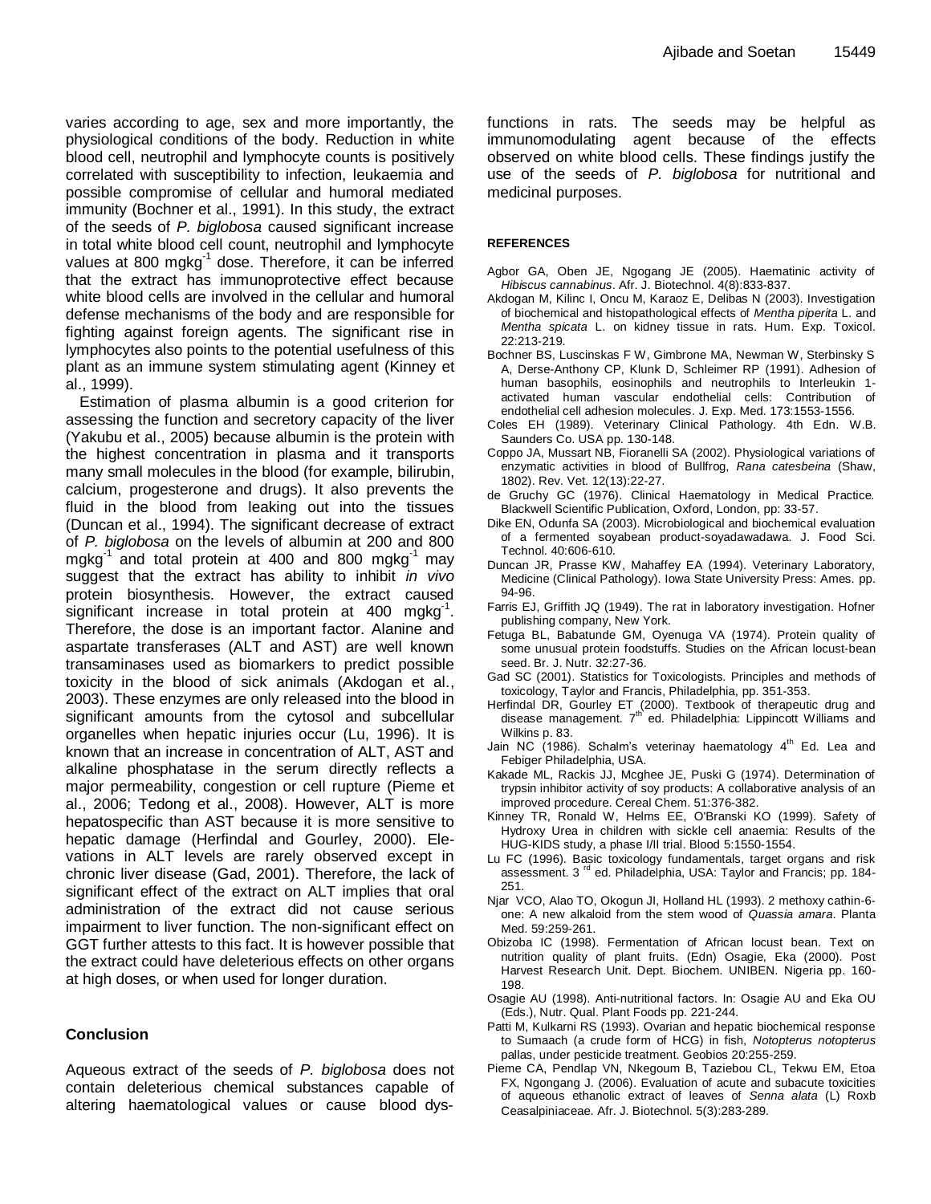varies according to age, sex and more importantly, the physiological conditions of the body. Reduction in white blood cell, neutrophil and lymphocyte counts is positively correlated with susceptibility to infection, leukaemia and possible compromise of cellular and humoral mediated immunity (Bochner et al., 1991). In this study, the extract of the seeds of *P. biglobosa* caused significant increase in total white blood cell count, neutrophil and lymphocyte values at 800 $mgkg^{-1}$ dose. Therefore, it can be inferred that the extract has immunoprotective effect because white blood cells are involved in the cellular and humoral defense mechanisms of the body and are responsible for fighting against foreign agents. The significant rise in lymphocytes also points to the potential usefulness of this plant as an immune system stimulating agent (Kinney et al., 1999).

Estimation of plasma albumin is a good criterion for assessing the function and secretory capacity of the liver (Yakubu et al., 2005) because albumin is the protein with the highest concentration in plasma and it transports many small molecules in the blood (for example, bilirubin, calcium, progesterone and drugs). It also prevents the fluid in the blood from leaking out into the tissues (Duncan et al., 1994). The significant decrease of extract of *P. biglobosa* on the levels of albumin at 200 and 800 $mgkg^{-1}$ and total protein at 400 and 800 $mgkg^{-1}$ may suggest that the extract has ability to inhibit *in vivo* protein biosynthesis. However, the extract caused significant increase in total protein at 400 $mgkg^{-1}$. Therefore, the dose is an important factor. Alanine and aspartate transferases (ALT and AST) are well known transaminases used as biomarkers to predict possible toxicity in the blood of sick animals (Akdogan et al., 2003). These enzymes are only released into the blood in significant amounts from the cytosol and subcellular organelles when hepatic injuries occur (Lu, 1996). It is known that an increase in concentration of ALT, AST and alkaline phosphatase in the serum directly reflects a major permeability, congestion or cell rupture (Pieme et al., 2006; Tedong et al., 2008). However, ALT is more hepatospecific than AST because it is more sensitive to hepatic damage (Herfindal and Gourley, 2000). Elevations in ALT levels are rarely observed except in chronic liver disease (Gad, 2001). Therefore, the lack of significant effect of the extract on ALT implies that oral administration of the extract did not cause serious impairment to liver function. The non-significant effect on GGT further attests to this fact. It is however possible that the extract could have deleterious effects on other organs at high doses, or when used for longer duration.

## Conclusion

Aqueous extract of the seeds of *P. biglobosa* does not contain deleterious chemical substances capable of altering haematological values or cause blood dysfunctions in rats. The seeds may be helpful as immunomodulating agent because of the effects observed on white blood cells. These findings justify the use of the seeds of *P. biglobosa* for nutritional and medicinal purposes.

## REFERENCES

Agbor GA, Oben JE, Ngogang JE (2005). Haematinic activity of *Hibiscus cannabinus*. Afr. J. Biotechnol. 4(8):833-837.

Akdogan M, Kilinc I, Oncu M, Karaoz E, Delibas N (2003). Investigation of biochemical and histopathological effects of *Mentha piperita* L. and *Mentha spicata* L. on kidney tissue in rats. Hum. Exp. Toxicol. 22:213-219.

Bochner BS, Luscinskas F W, Gimbrone MA, Newman W, Sterbinsky S A, Derse-Anthony CP, Klunk D, Schleimer RP (1991). Adhesion of human basophils, eosinophils and neutrophils to Interleukin 1-activated human vascular endothelial cells: Contribution of endothelial cell adhesion molecules. J. Exp. Med. 173:1553-1556.

Coles EH (1989). Veterinary Clinical Pathology. 4th Edn. W.B. Saunders Co. USA pp. 130-148.

Coppo JA, Mussart NB, Fioranelli SA (2002). Physiological variations of enzymatic activities in blood of Bullfrog, *Rana catesbeina* (Shaw, 1802). Rev. Vet. 12(13):22-27.

de Gruchy GC (1976). Clinical Haematology in Medical Practice. Blackwell Scientific Publication, Oxford, London, pp: 33-57.

Dike EN, Odunfa SA (2003). Microbiological and biochemical evaluation of a fermented soyabean product-soyadawadawa. J. Food Sci. Technol. 40:606-610.

Duncan JR, Prasse KW, Mahaffey EA (1994). Veterinary Laboratory, Medicine (Clinical Pathology). Iowa State University Press: Ames. pp. 94-96.

Farris EJ, Griffith JQ (1949). The rat in laboratory investigation. Hofner publishing company, New York.

Fetuga BL, Babatunde GM, Oyenuga VA (1974). Protein quality of some unusual protein foodstuffs. Studies on the African locust-bean seed. Br. J. Nutr. 32:27-36.

Gad SC (2001). Statistics for Toxicologists. Principles and methods of toxicology, Taylor and Francis, Philadelphia, pp. 351-353.

Herfindal DR, Gourley ET (2000). Textbook of therapeutic drug and disease management. 7th ed. Philadelphia: Lippincott Williams and Wilkins p. 83.

Jain NC (1986). Schalm's veterinay haematology 4th Ed. Lea and Febiger Philadelphia, USA.

Kakade ML, Rackis JJ, Mcghee JE, Puski G (1974). Determination of trypsin inhibitor activity of soy products: A collaborative analysis of an improved procedure. Cereal Chem. 51:376-382.

Kinney TR, Ronald W, Helms EE, O'Branski KO (1999). Safety of Hydroxy Urea in children with sickle cell anaemia: Results of the HUG-KIDS study, a phase I/II trial. Blood 5:1550-1554.

Lu FC (1996). Basic toxicology fundamentals, target organs and risk assessment. 3rd ed. Philadelphia, USA: Taylor and Francis; pp. 184-251.

Njar VCO, Alao TO, Okogun JI, Holland HL (1993). 2 methoxy cathin-6-one: A new alkaloid from the stem wood of *Quassia amara*. Planta Med. 59:259-261.

Obizoba IC (1998). Fermentation of African locust bean. Text on nutrition quality of plant fruits. (Edn) Osagie, Eka (2000). Post Harvest Research Unit. Dept. Biochem. UNIBEN. Nigeria pp. 160-198.

Osagie AU (1998). Anti-nutritional factors. In: Osagie AU and Eka OU (Eds.), Nutr. Qual. Plant Foods pp. 221-244.

Patti M, Kulkarni RS (1993). Ovarian and hepatic biochemical response to Sumaach (a crude form of HCG) in fish, *Notopterus notopterus* pallas, under pesticide treatment. Geobios 20:255-259.

Pieme CA, Pendlap VN, Nkegoum B, Taziebou CL, Tekwu EM, Etoa FX, Ngongang J. (2006). Evaluation of acute and subacute toxicities of aqueous ethanolic extract of leaves of *Senna alata* (L) Roxb Ceasalpiniaceae. Afr. J. Biotechnol. 5(3):283-289.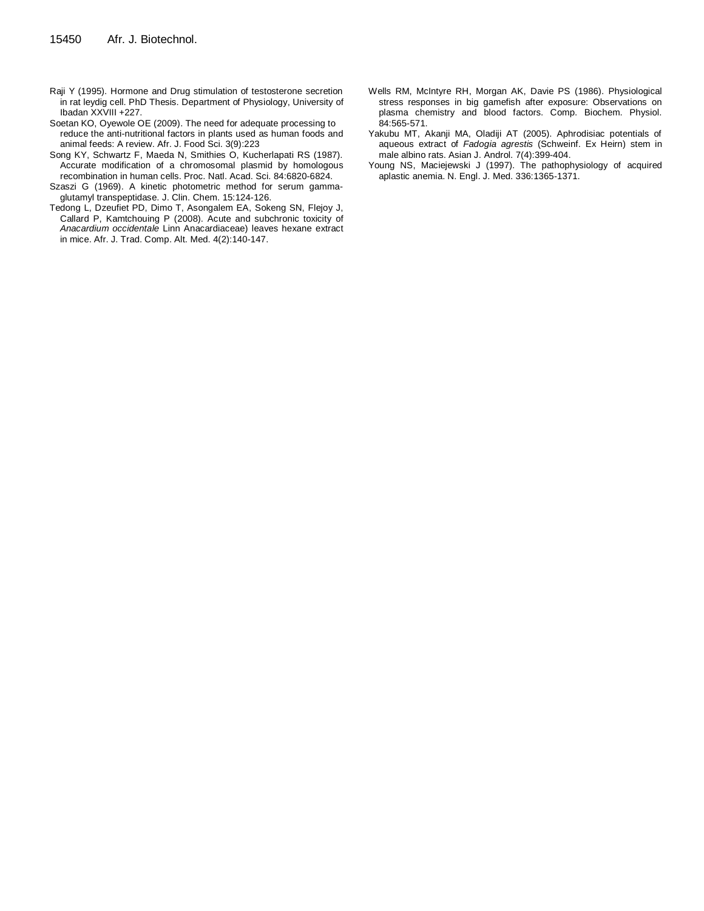Raji Y (1995). Hormone and Drug stimulation of testosterone secretion in rat leydig cell. PhD Thesis. Department of Physiology, University of Ibadan XXVIII +227.

Soetan KO, Oyewole OE (2009). The need for adequate processing to reduce the anti-nutritional factors in plants used as human foods and animal feeds: A review. Afr. J. Food Sci. 3(9):223

Song KY, Schwartz F, Maeda N, Smithies O, Kucherlapati RS (1987). Accurate modification of a chromosomal plasmid by homologous recombination in human cells. Proc. Natl. Acad. Sci. 84:6820-6824.

Szaszi G (1969). A kinetic photometric method for serum gamma-glutamyl transpeptidase. J. Clin. Chem. 15:124-126.

Tedong L, Dzeufiet PD, Dimo T, Asongalem EA, Sokeng SN, Flejoy J, Callard P, Kamtchouing P (2008). Acute and subchronic toxicity of *Anacardium occidentale* Linn Anacardiaceae) leaves hexane extract in mice. Afr. J. Trad. Comp. Alt. Med. 4(2):140-147.

Wells RM, McIntyre RH, Morgan AK, Davie PS (1986). Physiological stress responses in big gamefish after exposure: Observations on plasma chemistry and blood factors. Comp. Biochem. Physiol. 84:565-571.

Yakubu MT, Akanji MA, Oladiji AT (2005). Aphrodisiac potentials of aqueous extract of *Fadogia agrestis* (Schweinf. Ex Heirn) stem in male albino rats. Asian J. Androl. 7(4):399-404.

Young NS, Maciejewski J (1997). The pathophysiology of acquired aplastic anemia. N. Engl. J. Med. 336:1365-1371.